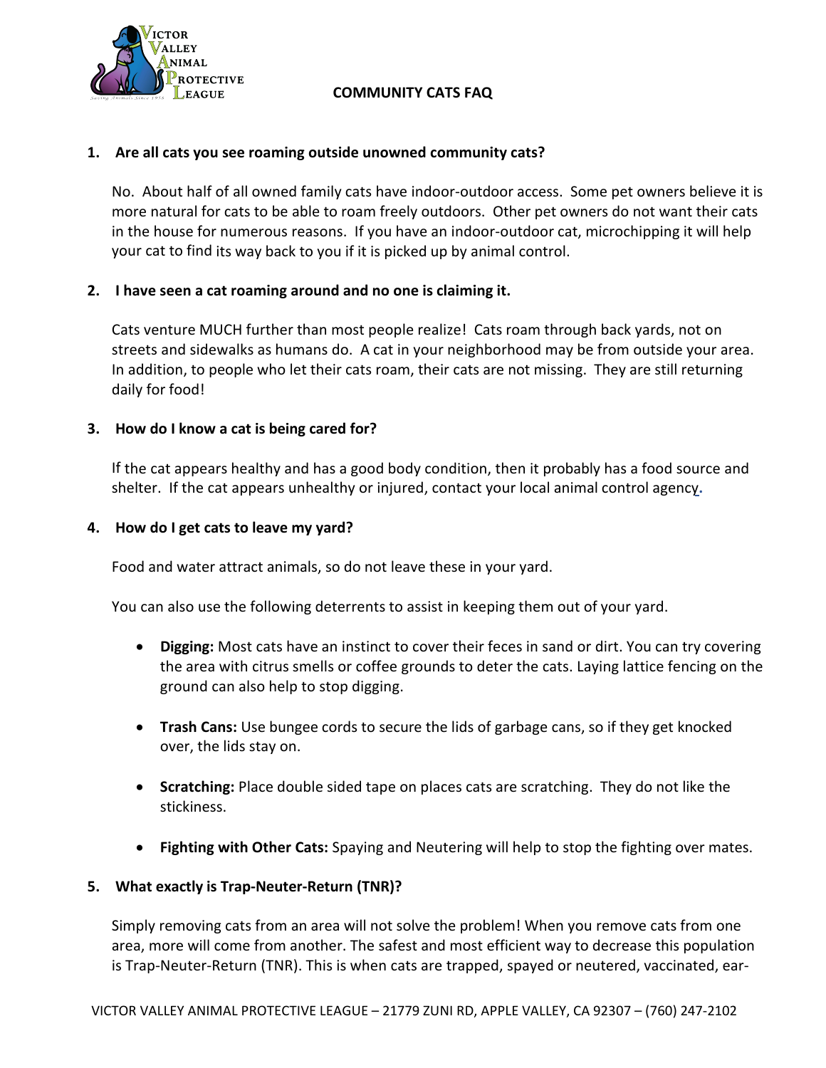VICTOR VALLEY ANIMAL PROTECTIVE LEAGUE

# COMMUNITY CATS FAQ

**1. Are all cats you see roaming outside unowned community cats?**

No. About half of all owned family cats have indoor-outdoor access. Some pet owners believe it is more natural for cats to be able to roam freely outdoors. Other pet owners do not want their cats in the house for numerous reasons. If you have an indoor-outdoor cat, microchipping it will help your cat to find its way back to you if it is picked up by animal control.

**2. I have seen a cat roaming around and no one is claiming it.**

Cats venture MUCH further than most people realize! Cats roam through back yards, not on streets and sidewalks as humans do. A cat in your neighborhood may be from outside your area. In addition, to people who let their cats roam, their cats are not missing. They are still returning daily for food!

**3. How do I know a cat is being cared for?**

If the cat appears healthy and has a good body condition, then it probably has a food source and shelter. If the cat appears unhealthy or injured, contact your local animal control agency.

**4. How do I get cats to leave my yard?**

Food and water attract animals, so do not leave these in your yard.

You can also use the following deterrents to assist in keeping them out of your yard.

- **Digging:** Most cats have an instinct to cover their feces in sand or dirt. You can try covering the area with citrus smells or coffee grounds to deter the cats. Laying lattice fencing on the ground can also help to stop digging.
- **Trash Cans:** Use bungee cords to secure the lids of garbage cans, so if they get knocked over, the lids stay on.
- **Scratching:** Place double sided tape on places cats are scratching. They do not like the stickiness.
- **Fighting with Other Cats:** Spaying and Neutering will help to stop the fighting over mates.

**5. What exactly is Trap-Neuter-Return (TNR)?**

Simply removing cats from an area will not solve the problem! When you remove cats from one area, more will come from another. The safest and most efficient way to decrease this population is Trap-Neuter-Return (TNR). This is when cats are trapped, spayed or neutered, vaccinated, ear-

VICTOR VALLEY ANIMAL PROTECTIVE LEAGUE – 21779 ZUNI RD, APPLE VALLEY, CA 92307 – (760) 247-2102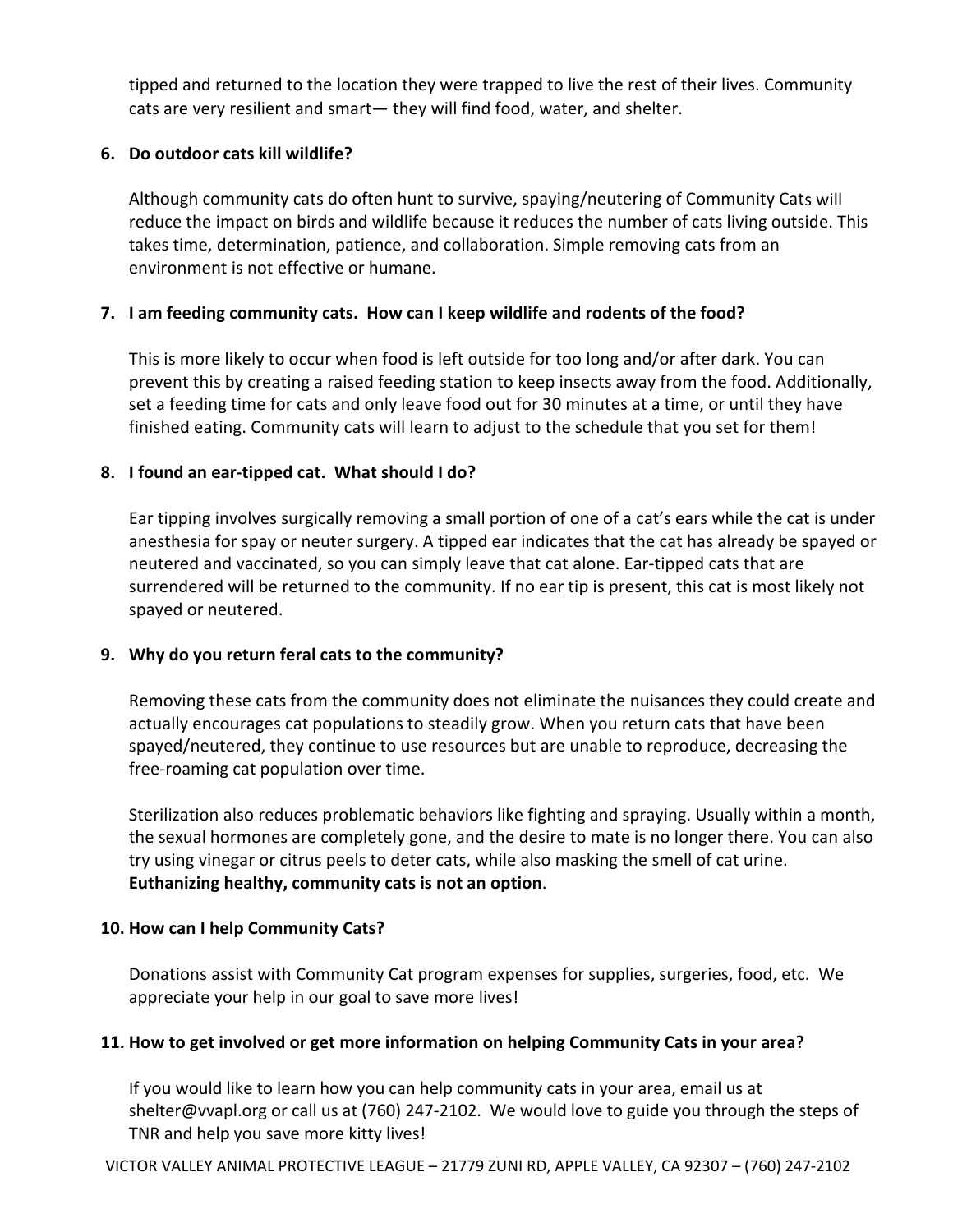tipped and returned to the location they were trapped to live the rest of their lives. Community cats are very resilient and smart— they will find food, water, and shelter.

**6. Do outdoor cats kill wildlife?**

Although community cats do often hunt to survive, spaying/neutering of Community Cats will reduce the impact on birds and wildlife because it reduces the number of cats living outside. This takes time, determination, patience, and collaboration. Simple removing cats from an environment is not effective or humane.

**7. I am feeding community cats. How can I keep wildlife and rodents of the food?**

This is more likely to occur when food is left outside for too long and/or after dark. You can prevent this by creating a raised feeding station to keep insects away from the food. Additionally, set a feeding time for cats and only leave food out for 30 minutes at a time, or until they have finished eating. Community cats will learn to adjust to the schedule that you set for them!

**8. I found an ear-tipped cat. What should I do?**

Ear tipping involves surgically removing a small portion of one of a cat's ears while the cat is under anesthesia for spay or neuter surgery. A tipped ear indicates that the cat has already be spayed or neutered and vaccinated, so you can simply leave that cat alone. Ear-tipped cats that are surrendered will be returned to the community. If no ear tip is present, this cat is most likely not spayed or neutered.

**9. Why do you return feral cats to the community?**

Removing these cats from the community does not eliminate the nuisances they could create and actually encourages cat populations to steadily grow. When you return cats that have been spayed/neutered, they continue to use resources but are unable to reproduce, decreasing the free-roaming cat population over time.

Sterilization also reduces problematic behaviors like fighting and spraying. Usually within a month, the sexual hormones are completely gone, and the desire to mate is no longer there. You can also try using vinegar or citrus peels to deter cats, while also masking the smell of cat urine. **Euthanizing healthy, community cats is not an option**.

**10. How can I help Community Cats?**

Donations assist with Community Cat program expenses for supplies, surgeries, food, etc. We appreciate your help in our goal to save more lives!

**11. How to get involved or get more information on helping Community Cats in your area?**

If you would like to learn how you can help community cats in your area, email us at shelter@vvapl.org or call us at (760) 247-2102. We would love to guide you through the steps of TNR and help you save more kitty lives!

VICTOR VALLEY ANIMAL PROTECTIVE LEAGUE – 21779 ZUNI RD, APPLE VALLEY, CA 92307 – (760) 247-2102